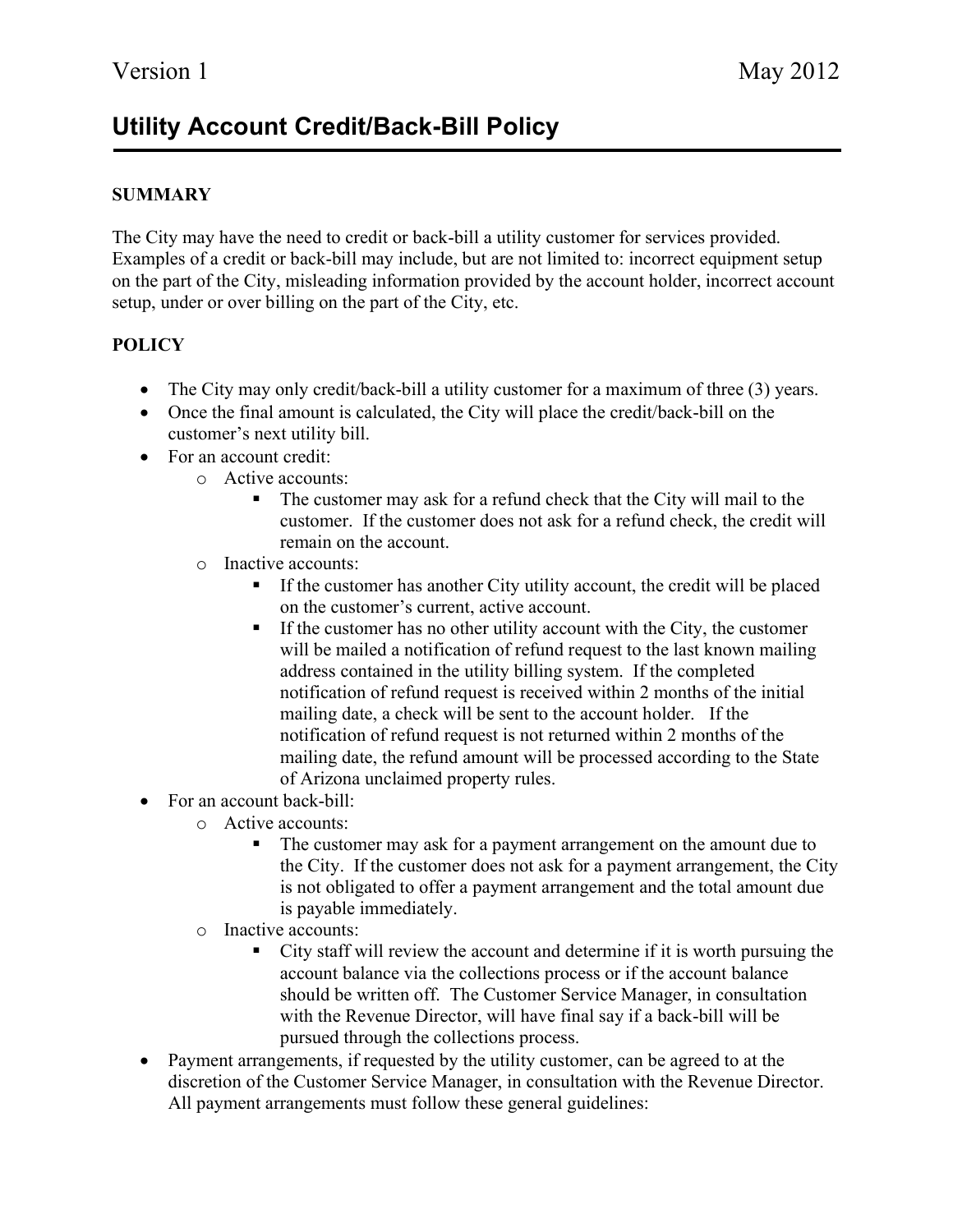Version 1 May 2012

# Utility Account Credit/Back-Bill Policy

## SUMMARY

The City may have the need to credit or back-bill a utility customer for services provided. Examples of a credit or back-bill may include, but are not limited to: incorrect equipment setup on the part of the City, misleading information provided by the account holder, incorrect account setup, under or over billing on the part of the City, etc.

## POLICY

- The City may only credit/back-bill a utility customer for a maximum of three (3) years.
- Once the final amount is calculated, the City will place the credit/back-bill on the customer's next utility bill.
- For an account credit:
  - Active accounts:
    - The customer may ask for a refund check that the City will mail to the customer. If the customer does not ask for a refund check, the credit will remain on the account.
  - Inactive accounts:
    - If the customer has another City utility account, the credit will be placed on the customer's current, active account.
    - If the customer has no other utility account with the City, the customer will be mailed a notification of refund request to the last known mailing address contained in the utility billing system. If the completed notification of refund request is received within 2 months of the initial mailing date, a check will be sent to the account holder. If the notification of refund request is not returned within 2 months of the mailing date, the refund amount will be processed according to the State of Arizona unclaimed property rules.
- For an account back-bill:
  - Active accounts:
    - The customer may ask for a payment arrangement on the amount due to the City. If the customer does not ask for a payment arrangement, the City is not obligated to offer a payment arrangement and the total amount due is payable immediately.
  - Inactive accounts:
    - City staff will review the account and determine if it is worth pursuing the account balance via the collections process or if the account balance should be written off. The Customer Service Manager, in consultation with the Revenue Director, will have final say if a back-bill will be pursued through the collections process.
- Payment arrangements, if requested by the utility customer, can be agreed to at the discretion of the Customer Service Manager, in consultation with the Revenue Director. All payment arrangements must follow these general guidelines: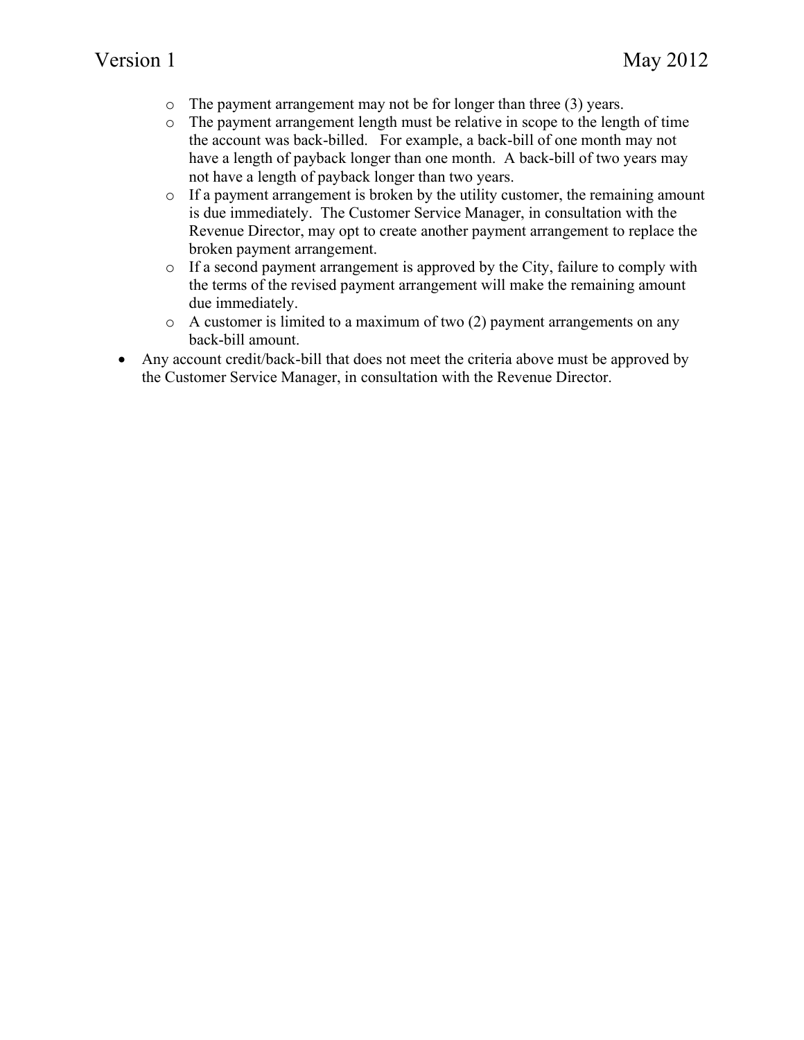- The payment arrangement may not be for longer than three (3) years.
  - The payment arrangement length must be relative in scope to the length of time the account was back-billed. For example, a back-bill of one month may not have a length of payback longer than one month. A back-bill of two years may not have a length of payback longer than two years.
  - If a payment arrangement is broken by the utility customer, the remaining amount is due immediately. The Customer Service Manager, in consultation with the Revenue Director, may opt to create another payment arrangement to replace the broken payment arrangement.
  - If a second payment arrangement is approved by the City, failure to comply with the terms of the revised payment arrangement will make the remaining amount due immediately.
  - A customer is limited to a maximum of two (2) payment arrangements on any back-bill amount.
- Any account credit/back-bill that does not meet the criteria above must be approved by the Customer Service Manager, in consultation with the Revenue Director.